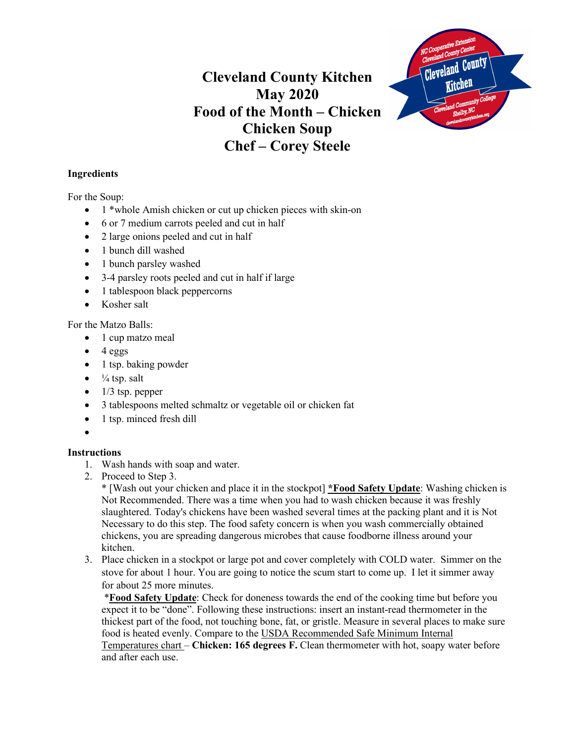# Cleveland County Kitchen
# May 2020
# Food of the Month – Chicken
# Chicken Soup
# Chef – Corey Steele

**Ingredients**

For the Soup:

- 1 *whole Amish chicken or cut up chicken pieces with skin-on
- 6 or 7 medium carrots peeled and cut in half
- 2 large onions peeled and cut in half
- 1 bunch dill washed
- 1 bunch parsley washed
- 3-4 parsley roots peeled and cut in half if large
- 1 tablespoon black peppercorns
- Kosher salt

For the Matzo Balls:

- 1 cup matzo meal
- 4 eggs
- 1 tsp. baking powder
- ¼ tsp. salt
- 1/3 tsp. pepper
- 3 tablespoons melted schmaltz or vegetable oil or chicken fat
- 1 tsp. minced fresh dill

**Instructions**

1. Wash hands with soap and water.
2. Proceed to Step 3.
   * [Wash out your chicken and place it in the stockpot] ***Food Safety Update**: Washing chicken is Not Recommended. There was a time when you had to wash chicken because it was freshly slaughtered. Today's chickens have been washed several times at the packing plant and it is Not Necessary to do this step. The food safety concern is when you wash commercially obtained chickens, you are spreading dangerous microbes that cause foodborne illness around your kitchen.
3. Place chicken in a stockpot or large pot and cover completely with COLD water. Simmer on the stove for about 1 hour. You are going to notice the scum start to come up. I let it simmer away for about 25 more minutes.
   ***Food Safety Update**: Check for doneness towards the end of the cooking time but before you expect it to be "done". Following these instructions: insert an instant-read thermometer in the thickest part of the food, not touching bone, fat, or gristle. Measure in several places to make sure food is heated evenly. Compare to the USDA Recommended Safe Minimum Internal Temperatures chart – **Chicken: 165 degrees F.** Clean thermometer with hot, soapy water before and after each use.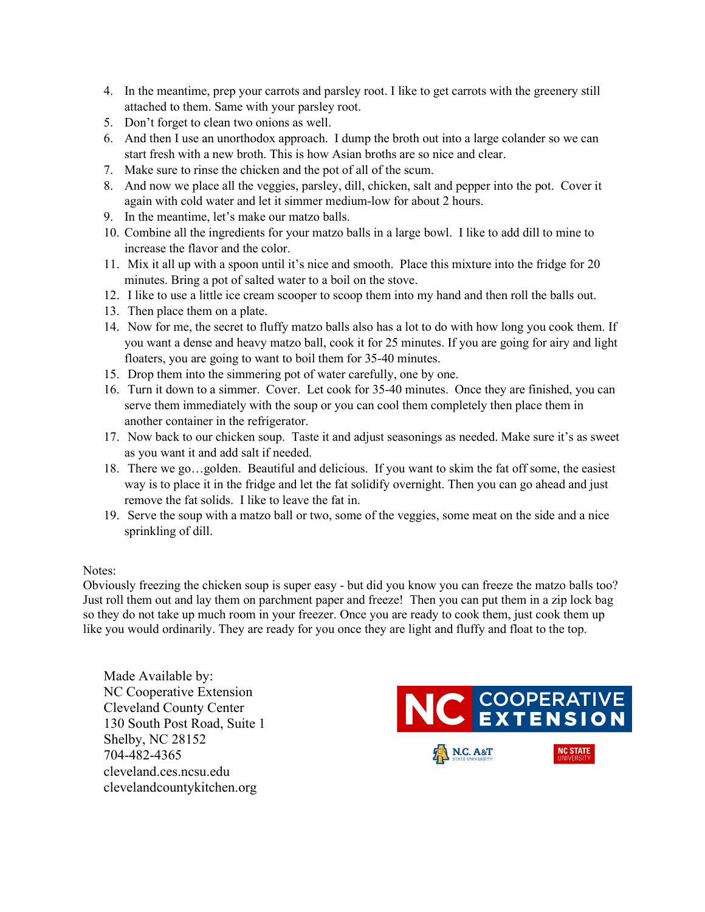4. In the meantime, prep your carrots and parsley root. I like to get carrots with the greenery still attached to them. Same with your parsley root.
5. Don't forget to clean two onions as well.
6. And then I use an unorthodox approach. I dump the broth out into a large colander so we can start fresh with a new broth. This is how Asian broths are so nice and clear.
7. Make sure to rinse the chicken and the pot of all of the scum.
8. And now we place all the veggies, parsley, dill, chicken, salt and pepper into the pot. Cover it again with cold water and let it simmer medium-low for about 2 hours.
9. In the meantime, let's make our matzo balls.
10. Combine all the ingredients for your matzo balls in a large bowl. I like to add dill to mine to increase the flavor and the color.
11. Mix it all up with a spoon until it's nice and smooth. Place this mixture into the fridge for 20 minutes. Bring a pot of salted water to a boil on the stove.
12. I like to use a little ice cream scooper to scoop them into my hand and then roll the balls out.
13. Then place them on a plate.
14. Now for me, the secret to fluffy matzo balls also has a lot to do with how long you cook them. If you want a dense and heavy matzo ball, cook it for 25 minutes. If you are going for airy and light floaters, you are going to want to boil them for 35-40 minutes.
15. Drop them into the simmering pot of water carefully, one by one.
16. Turn it down to a simmer. Cover. Let cook for 35-40 minutes. Once they are finished, you can serve them immediately with the soup or you can cool them completely then place them in another container in the refrigerator.
17. Now back to our chicken soup. Taste it and adjust seasonings as needed. Make sure it's as sweet as you want it and add salt if needed.
18. There we go…golden. Beautiful and delicious. If you want to skim the fat off some, the easiest way is to place it in the fridge and let the fat solidify overnight. Then you can go ahead and just remove the fat solids. I like to leave the fat in.
19. Serve the soup with a matzo ball or two, some of the veggies, some meat on the side and a nice sprinkling of dill.

Notes:
Obviously freezing the chicken soup is super easy - but did you know you can freeze the matzo balls too? Just roll them out and lay them on parchment paper and freeze! Then you can put them in a zip lock bag so they do not take up much room in your freezer. Once you are ready to cook them, just cook them up like you would ordinarily. They are ready for you once they are light and fluffy and float to the top.

Made Available by:
NC Cooperative Extension
Cleveland County Center
130 South Post Road, Suite 1
Shelby, NC 28152
704-482-4365
cleveland.ces.ncsu.edu
clevelandcountykitchen.org

NC COOPERATIVE EXTENSION

N.C. A&T STATE UNIVERSITY

NC STATE UNIVERSITY